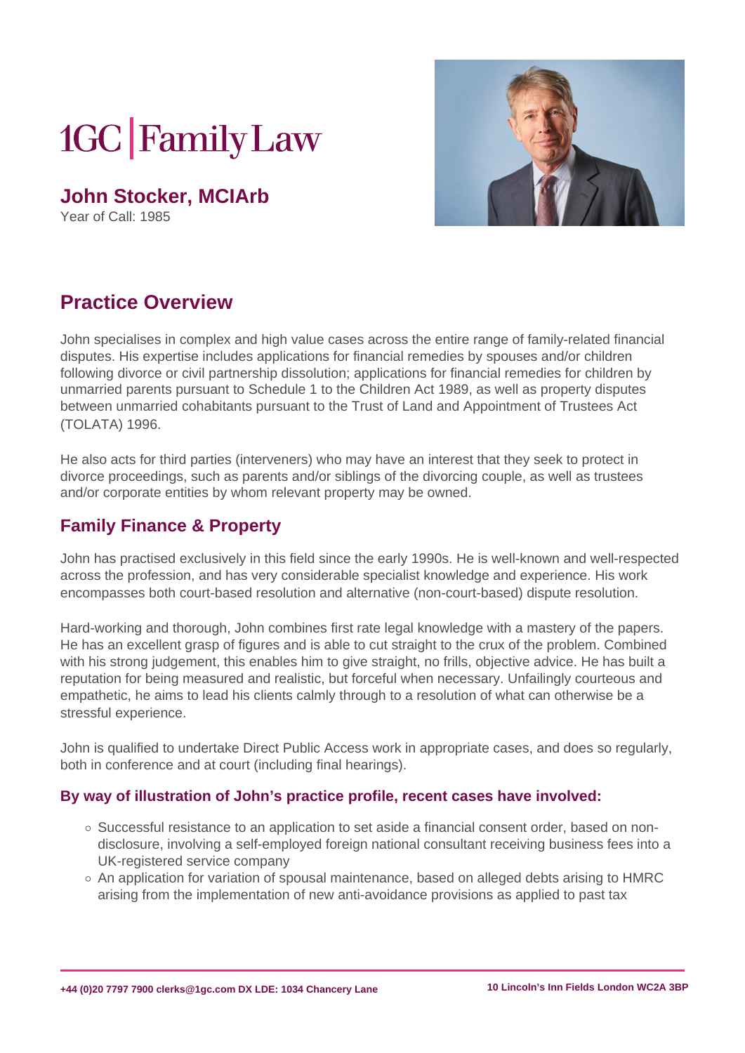# 1GC | Family Law

## John Stocker, MCIArb

Year of Call: 1985

## Practice Overview

John specialises in complex and high value cases across the entire range of family-related financial disputes. His expertise includes applications for financial remedies by spouses and/or children following divorce or civil partnership dissolution; applications for financial remedies for children by unmarried parents pursuant to Schedule 1 to the Children Act 1989, as well as property disputes between unmarried cohabitants pursuant to the Trust of Land and Appointment of Trustees Act (TOLATA) 1996.

He also acts for third parties (interveners) who may have an interest that they seek to protect in divorce proceedings, such as parents and/or siblings of the divorcing couple, as well as trustees and/or corporate entities by whom relevant property may be owned.

### Family Finance & Property

John has practised exclusively in this field since the early 1990s. He is well-known and well-respected across the profession, and has very considerable specialist knowledge and experience. His work encompasses both court-based resolution and alternative (non-court-based) dispute resolution.

Hard-working and thorough, John combines first rate legal knowledge with a mastery of the papers. He has an excellent grasp of figures and is able to cut straight to the crux of the problem. Combined with his strong judgement, this enables him to give straight, no frills, objective advice. He has built a reputation for being measured and realistic, but forceful when necessary. Unfailingly courteous and empathetic, he aims to lead his clients calmly through to a resolution of what can otherwise be a stressful experience.

John is qualified to undertake Direct Public Access work in appropriate cases, and does so regularly, both in conference and at court (including final hearings).

#### By way of illustration of John's practice profile, recent cases have involved:

- Successful resistance to an application to set aside a financial consent order, based on non-disclosure, involving a self-employed foreign national consultant receiving business fees into a UK-registered service company
- An application for variation of spousal maintenance, based on alleged debts arising to HMRC arising from the implementation of new anti-avoidance provisions as applied to past tax

+44 (0)20 7797 7900 clerks@1gc.com DX LDE: 1034 Chancery Lane

10 Lincoln's Inn Fields London WC2A 3BP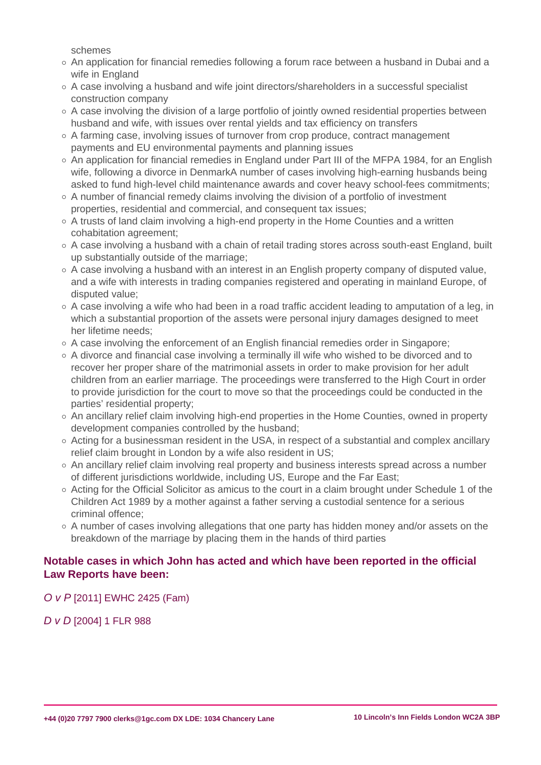schemes

- An application for financial remedies following a forum race between a husband in Dubai and a wife in England
- A case involving a husband and wife joint directors/shareholders in a successful specialist construction company
- A case involving the division of a large portfolio of jointly owned residential properties between husband and wife, with issues over rental yields and tax efficiency on transfers
- A farming case, involving issues of turnover from crop produce, contract management payments and EU environmental payments and planning issues
- An application for financial remedies in England under Part III of the MFPA 1984, for an English wife, following a divorce in DenmarkA number of cases involving high-earning husbands being asked to fund high-level child maintenance awards and cover heavy school-fees commitments;
- A number of financial remedy claims involving the division of a portfolio of investment properties, residential and commercial, and consequent tax issues;
- A trusts of land claim involving a high-end property in the Home Counties and a written cohabitation agreement;
- A case involving a husband with a chain of retail trading stores across south-east England, built up substantially outside of the marriage;
- A case involving a husband with an interest in an English property company of disputed value, and a wife with interests in trading companies registered and operating in mainland Europe, of disputed value;
- A case involving a wife who had been in a road traffic accident leading to amputation of a leg, in which a substantial proportion of the assets were personal injury damages designed to meet her lifetime needs;
- A case involving the enforcement of an English financial remedies order in Singapore;
- A divorce and financial case involving a terminally ill wife who wished to be divorced and to recover her proper share of the matrimonial assets in order to make provision for her adult children from an earlier marriage. The proceedings were transferred to the High Court in order to provide jurisdiction for the court to move so that the proceedings could be conducted in the parties' residential property;
- An ancillary relief claim involving high-end properties in the Home Counties, owned in property development companies controlled by the husband;
- Acting for a businessman resident in the USA, in respect of a substantial and complex ancillary relief claim brought in London by a wife also resident in US;
- An ancillary relief claim involving real property and business interests spread across a number of different jurisdictions worldwide, including US, Europe and the Far East;
- Acting for the Official Solicitor as amicus to the court in a claim brought under Schedule 1 of the Children Act 1989 by a mother against a father serving a custodial sentence for a serious criminal offence;
- A number of cases involving allegations that one party has hidden money and/or assets on the breakdown of the marriage by placing them in the hands of third parties

### Notable cases in which John has acted and which have been reported in the official Law Reports have been:

*O v P* [2011] EWHC 2425 (Fam)

*D v D* [2004] 1 FLR 988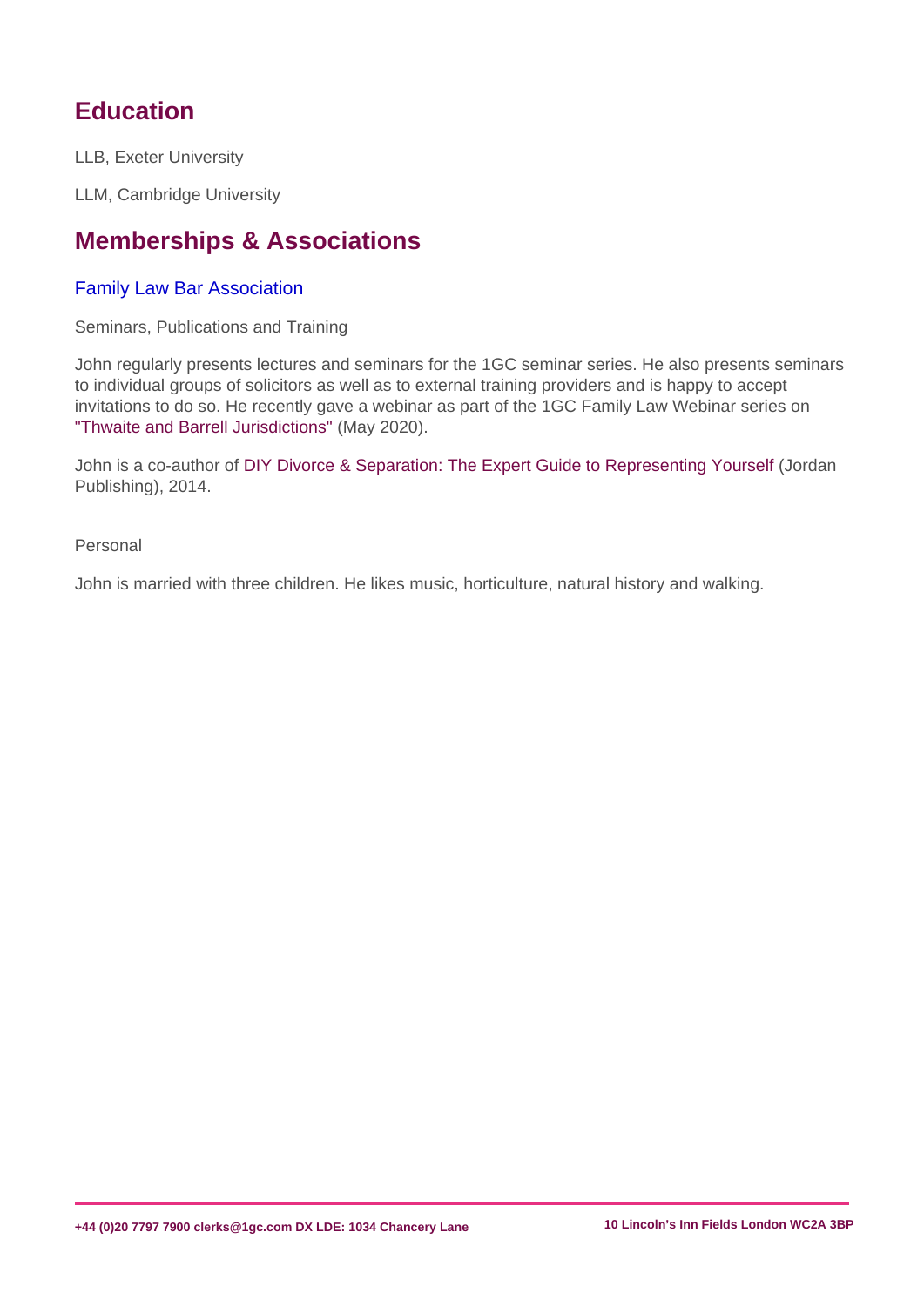## Education

LLB, Exeter University

LLM, Cambridge University

## Memberships & Associations

Family Law Bar Association

Seminars, Publications and Training

John regularly presents lectures and seminars for the 1GC seminar series. He also presents seminars to individual groups of solicitors as well as to external training providers and is happy to accept invitations to do so. He recently gave a webinar as part of the 1GC Family Law Webinar series on "Thwaite and Barrell Jurisdictions" (May 2020).

John is a co-author of DIY Divorce & Separation: The Expert Guide to Representing Yourself (Jordan Publishing), 2014.

Personal

John is married with three children. He likes music, horticulture, natural history and walking.